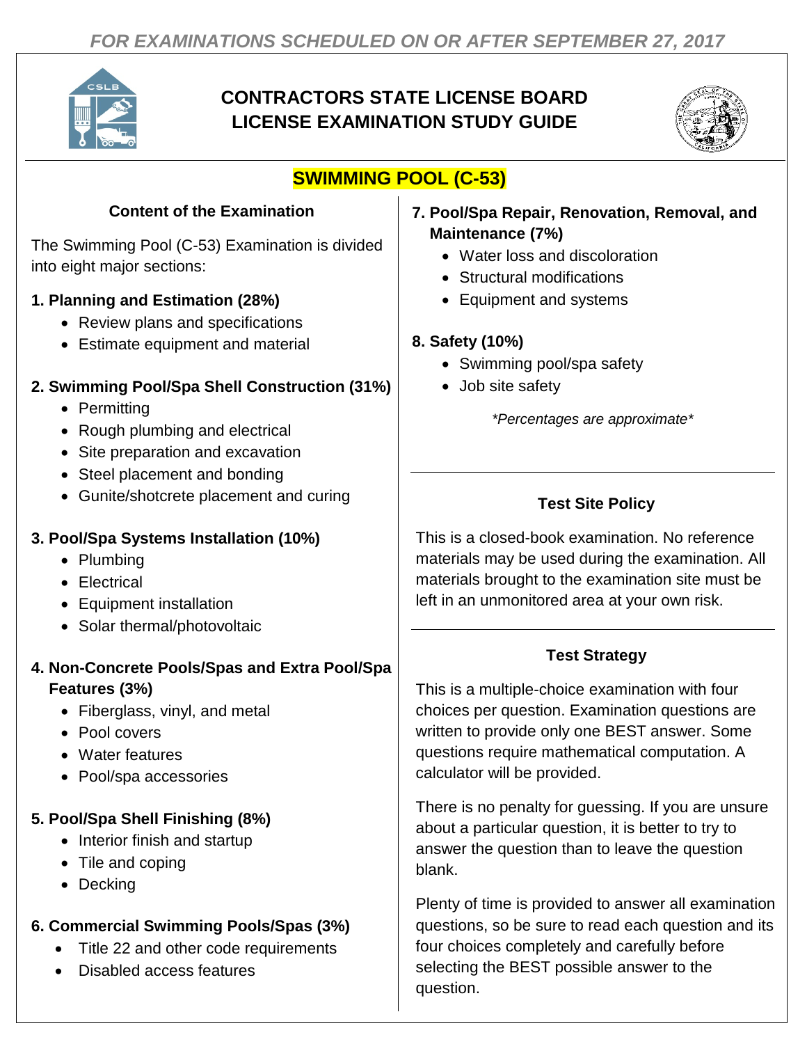*FOR EXAMINATIONS SCHEDULED ON OR AFTER SEPTEMBER 27, 2017*

# CONTRACTORS STATE LICENSE BOARD LICENSE EXAMINATION STUDY GUIDE

## SWIMMING POOL (C-53)

### Content of the Examination

The Swimming Pool (C-53) Examination is divided into eight major sections:

**1. Planning and Estimation (28%)**
- Review plans and specifications
- Estimate equipment and material

**2. Swimming Pool/Spa Shell Construction (31%)**
- Permitting
- Rough plumbing and electrical
- Site preparation and excavation
- Steel placement and bonding
- Gunite/shotcrete placement and curing

**3. Pool/Spa Systems Installation (10%)**
- Plumbing
- Electrical
- Equipment installation
- Solar thermal/photovoltaic

**4. Non-Concrete Pools/Spas and Extra Pool/Spa Features (3%)**
- Fiberglass, vinyl, and metal
- Pool covers
- Water features
- Pool/spa accessories

**5. Pool/Spa Shell Finishing (8%)**
- Interior finish and startup
- Tile and coping
- Decking

**6. Commercial Swimming Pools/Spas (3%)**
- Title 22 and other code requirements
- Disabled access features

**7. Pool/Spa Repair, Renovation, Removal, and Maintenance (7%)**
- Water loss and discoloration
- Structural modifications
- Equipment and systems

**8. Safety (10%)**
- Swimming pool/spa safety
- Job site safety

*\*Percentages are approximate\**

### Test Site Policy

This is a closed-book examination. No reference materials may be used during the examination. All materials brought to the examination site must be left in an unmonitored area at your own risk.

### Test Strategy

This is a multiple-choice examination with four choices per question. Examination questions are written to provide only one BEST answer. Some questions require mathematical computation. A calculator will be provided.

There is no penalty for guessing. If you are unsure about a particular question, it is better to try to answer the question than to leave the question blank.

Plenty of time is provided to answer all examination questions, so be sure to read each question and its four choices completely and carefully before selecting the BEST possible answer to the question.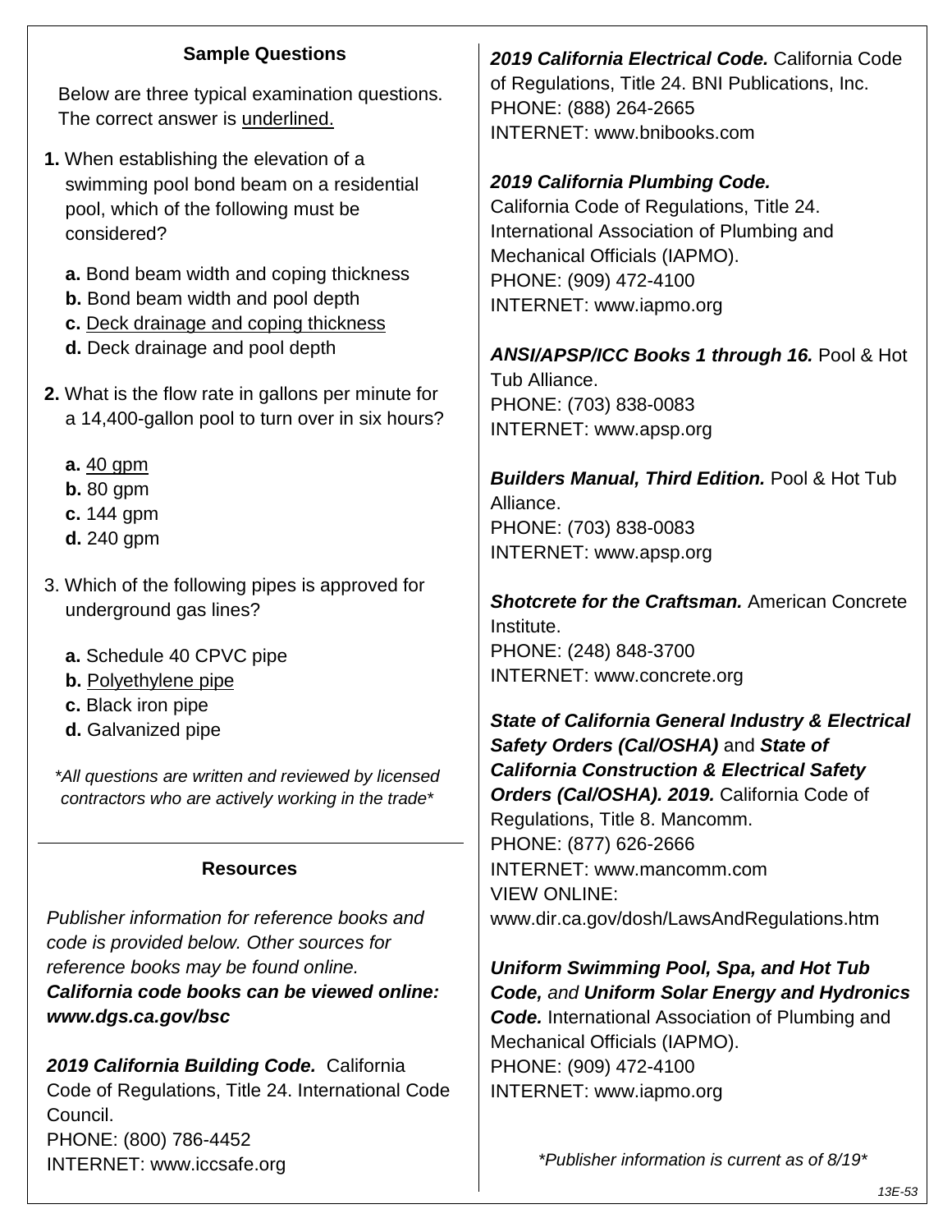## Sample Questions

Below are three typical examination questions. The correct answer is <u>underlined.</u>

**1.** When establishing the elevation of a swimming pool bond beam on a residential pool, which of the following must be considered?

**a.** Bond beam width and coping thickness
**b.** Bond beam width and pool depth
**c.** <u>Deck drainage and coping thickness</u>
**d.** Deck drainage and pool depth

**2.** What is the flow rate in gallons per minute for a 14,400-gallon pool to turn over in six hours?

**a.** <u>40 gpm</u>
**b.** 80 gpm
**c.** 144 gpm
**d.** 240 gpm

3. Which of the following pipes is approved for underground gas lines?

**a.** Schedule 40 CPVC pipe
**b.** <u>Polyethylene pipe</u>
**c.** Black iron pipe
**d.** Galvanized pipe

*\*All questions are written and reviewed by licensed contractors who are actively working in the trade\**

## Resources

*Publisher information for reference books and code is provided below. Other sources for reference books may be found online.*
***California code books can be viewed online: www.dgs.ca.gov/bsc***

***2019 California Building Code.*** California Code of Regulations, Title 24. International Code Council.
PHONE: (800) 786-4452
INTERNET: www.iccsafe.org

***2019 California Electrical Code.*** California Code of Regulations, Title 24. BNI Publications, Inc.
PHONE: (888) 264-2665
INTERNET: www.bnibooks.com

***2019 California Plumbing Code.***
California Code of Regulations, Title 24. International Association of Plumbing and Mechanical Officials (IAPMO).
PHONE: (909) 472-4100
INTERNET: www.iapmo.org

***ANSI/APSP/ICC Books 1 through 16.*** Pool & Hot Tub Alliance.
PHONE: (703) 838-0083
INTERNET: www.apsp.org

***Builders Manual, Third Edition.*** Pool & Hot Tub Alliance.
PHONE: (703) 838-0083
INTERNET: www.apsp.org

***Shotcrete for the Craftsman.*** American Concrete Institute.
PHONE: (248) 848-3700
INTERNET: www.concrete.org

***State of California General Industry & Electrical Safety Orders (Cal/OSHA)*** and ***State of California Construction & Electrical Safety Orders (Cal/OSHA). 2019.*** California Code of Regulations, Title 8. Mancomm.
PHONE: (877) 626-2666
INTERNET: www.mancomm.com
VIEW ONLINE:
www.dir.ca.gov/dosh/LawsAndRegulations.htm

***Uniform Swimming Pool, Spa, and Hot Tub Code,*** *and* ***Uniform Solar Energy and Hydronics Code.*** International Association of Plumbing and Mechanical Officials (IAPMO).
PHONE: (909) 472-4100
INTERNET: www.iapmo.org

*\*Publisher information is current as of 8/19\**

*13E-53*